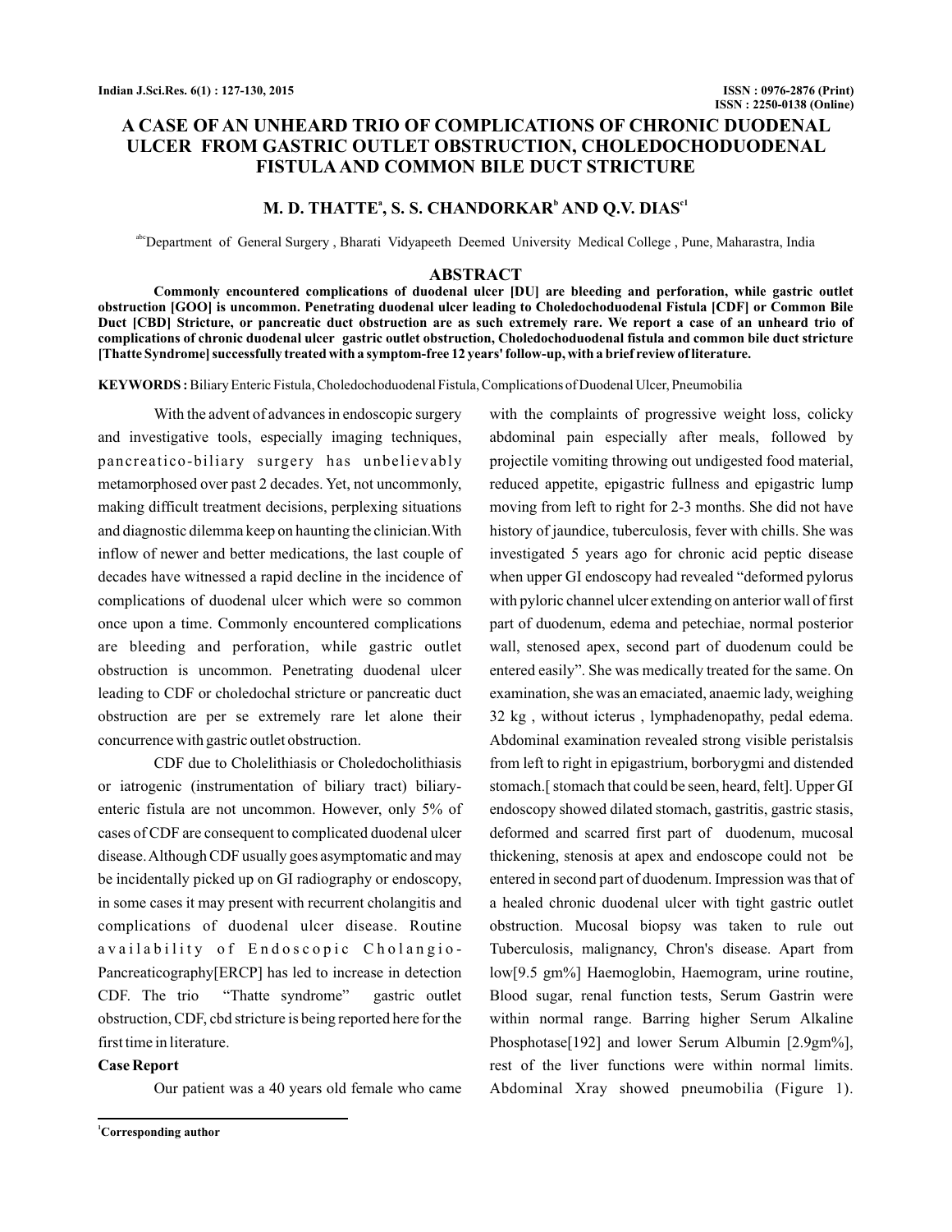# A CASE OF AN UNHEARD TRIO OF COMPLICATIONS OF CHRONIC DUODENAL ULCER FROM GASTRIC OUTLET OBSTRUCTION, CHOLEDOCHODUODENAL FISTULA AND COMMON BILE DUCT STRICTURE

**M. D. THATTE[a], S. S. CHANDORKAR[b] AND Q.V. DIAS[c1]**

[abc]Department of General Surgery , Bharati Vidyapeeth Deemed University Medical College , Pune, Maharastra, India

## ABSTRACT

**Commonly encountered complications of duodenal ulcer [DU] are bleeding and perforation, while gastric outlet obstruction [GOO] is uncommon. Penetrating duodenal ulcer leading to Choledochoduodenal Fistula [CDF] or Common Bile Duct [CBD] Stricture, or pancreatic duct obstruction are as such extremely rare. We report a case of an unheard trio of complications of chronic duodenal ulcer gastric outlet obstruction, Choledochoduodenal fistula and common bile duct stricture [Thatte Syndrome] successfully treated with a symptom-free 12 years' follow-up, with a brief review of literature.**

**KEYWORDS :** Biliary Enteric Fistula, Choledochoduodenal Fistula, Complications of Duodenal Ulcer, Pneumobilia

With the advent of advances in endoscopic surgery and investigative tools, especially imaging techniques, pancreatico-biliary surgery has unbelievably metamorphosed over past 2 decades. Yet, not uncommonly, making difficult treatment decisions, perplexing situations and diagnostic dilemma keep on haunting the clinician. With inflow of newer and better medications, the last couple of decades have witnessed a rapid decline in the incidence of complications of duodenal ulcer which were so common once upon a time. Commonly encountered complications are bleeding and perforation, while gastric outlet obstruction is uncommon. Penetrating duodenal ulcer leading to CDF or choledochal stricture or pancreatic duct obstruction are per se extremely rare let alone their concurrence with gastric outlet obstruction.

CDF due to Cholelithiasis or Choledocholithiasis or iatrogenic (instrumentation of biliary tract) biliary-enteric fistula are not uncommon. However, only 5% of cases of CDF are consequent to complicated duodenal ulcer disease. Although CDF usually goes asymptomatic and may be incidentally picked up on GI radiography or endoscopy, in some cases it may present with recurrent cholangitis and complications of duodenal ulcer disease. Routine availability of Endoscopic Cholangio-Pancreaticography[ERCP] has led to increase in detection CDF. The trio "Thatte syndrome" gastric outlet obstruction, CDF, cbd stricture is being reported here for the first time in literature.

### Case Report

Our patient was a 40 years old female who came with the complaints of progressive weight loss, colicky abdominal pain especially after meals, followed by projectile vomiting throwing out undigested food material, reduced appetite, epigastric fullness and epigastric lump moving from left to right for 2-3 months. She did not have history of jaundice, tuberculosis, fever with chills. She was investigated 5 years ago for chronic acid peptic disease when upper GI endoscopy had revealed "deformed pylorus with pyloric channel ulcer extending on anterior wall of first part of duodenum, edema and petechiae, normal posterior wall, stenosed apex, second part of duodenum could be entered easily". She was medically treated for the same. On examination, she was an emaciated, anaemic lady, weighing 32 kg , without icterus , lymphadenopathy, pedal edema. Abdominal examination revealed strong visible peristalsis from left to right in epigastrium, borborygmi and distended stomach.[ stomach that could be seen, heard, felt]. Upper GI endoscopy showed dilated stomach, gastritis, gastric stasis, deformed and scarred first part of duodenum, mucosal thickening, stenosis at apex and endoscope could not be entered in second part of duodenum. Impression was that of a healed chronic duodenal ulcer with tight gastric outlet obstruction. Mucosal biopsy was taken to rule out Tuberculosis, malignancy, Chron's disease. Apart from low[9.5 gm%] Haemoglobin, Haemogram, urine routine, Blood sugar, renal function tests, Serum Gastrin were within normal range. Barring higher Serum Alkaline Phosphotase[192] and lower Serum Albumin [2.9gm%], rest of the liver functions were within normal limits. Abdominal Xray showed pneumobilia (Figure 1).

[1]Corresponding author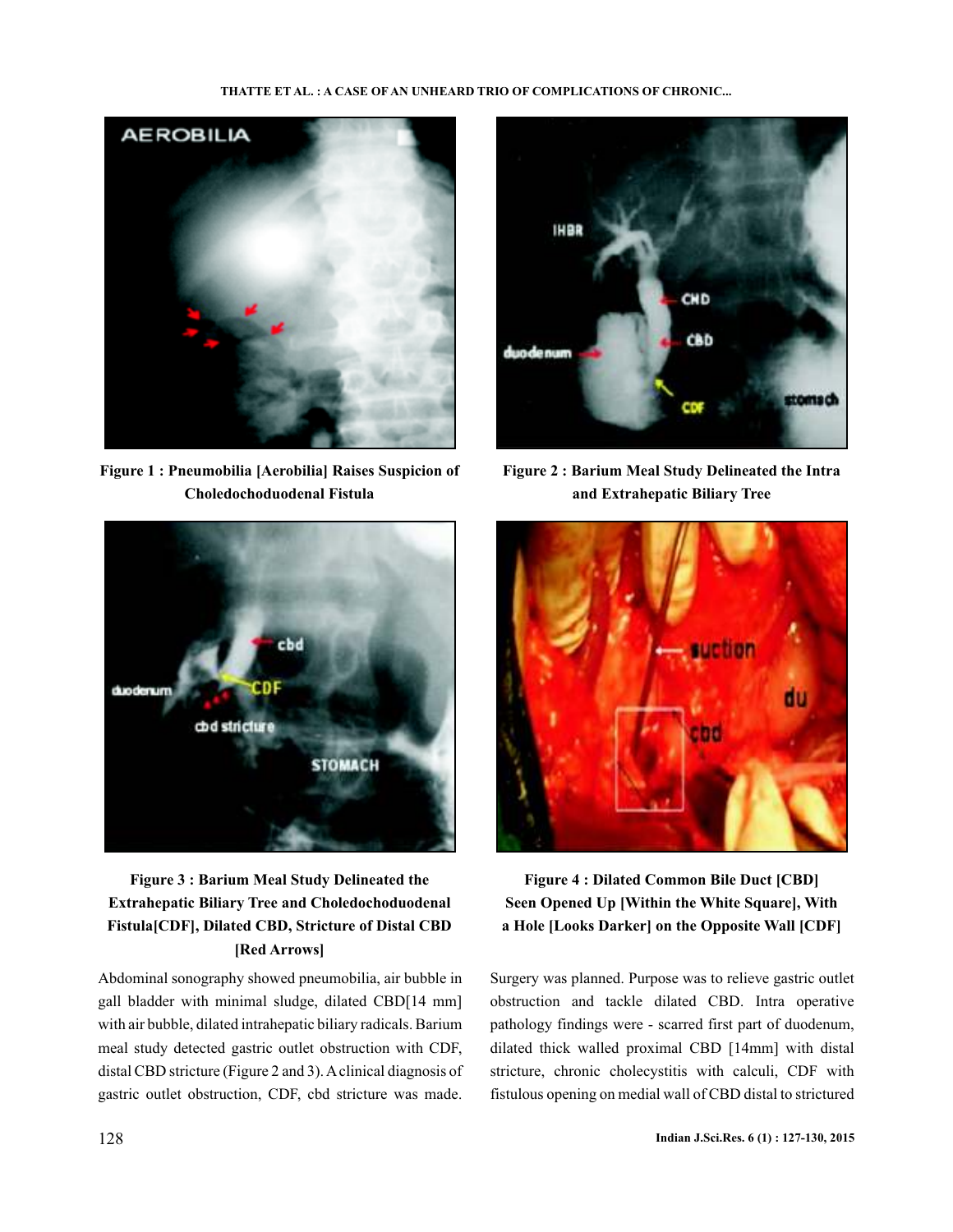Figure 1 : Pneumobilia [Aerobilia] Raises Suspicion of Choledochoduodenal Fistula

Figure 2 : Barium Meal Study Delineated the Intra and Extrahepatic Biliary Tree

Figure 3 : Barium Meal Study Delineated the Extrahepatic Biliary Tree and Choledochoduodenal Fistula[CDF], Dilated CBD, Stricture of Distal CBD [Red Arrows]

Figure 4 : Dilated Common Bile Duct [CBD] Seen Opened Up [Within the White Square], With a Hole [Looks Darker] on the Opposite Wall [CDF]

Abdominal sonography showed pneumobilia, air bubble in gall bladder with minimal sludge, dilated CBD[14 mm] with air bubble, dilated intrahepatic biliary radicals. Barium meal study detected gastric outlet obstruction with CDF, distal CBD stricture (Figure 2 and 3). A clinical diagnosis of gastric outlet obstruction, CDF, cbd stricture was made. Surgery was planned. Purpose was to relieve gastric outlet obstruction and tackle dilated CBD. Intra operative pathology findings were - scarred first part of duodenum, dilated thick walled proximal CBD [14mm] with distal stricture, chronic cholecystitis with calculi, CDF with fistulous opening on medial wall of CBD distal to strictured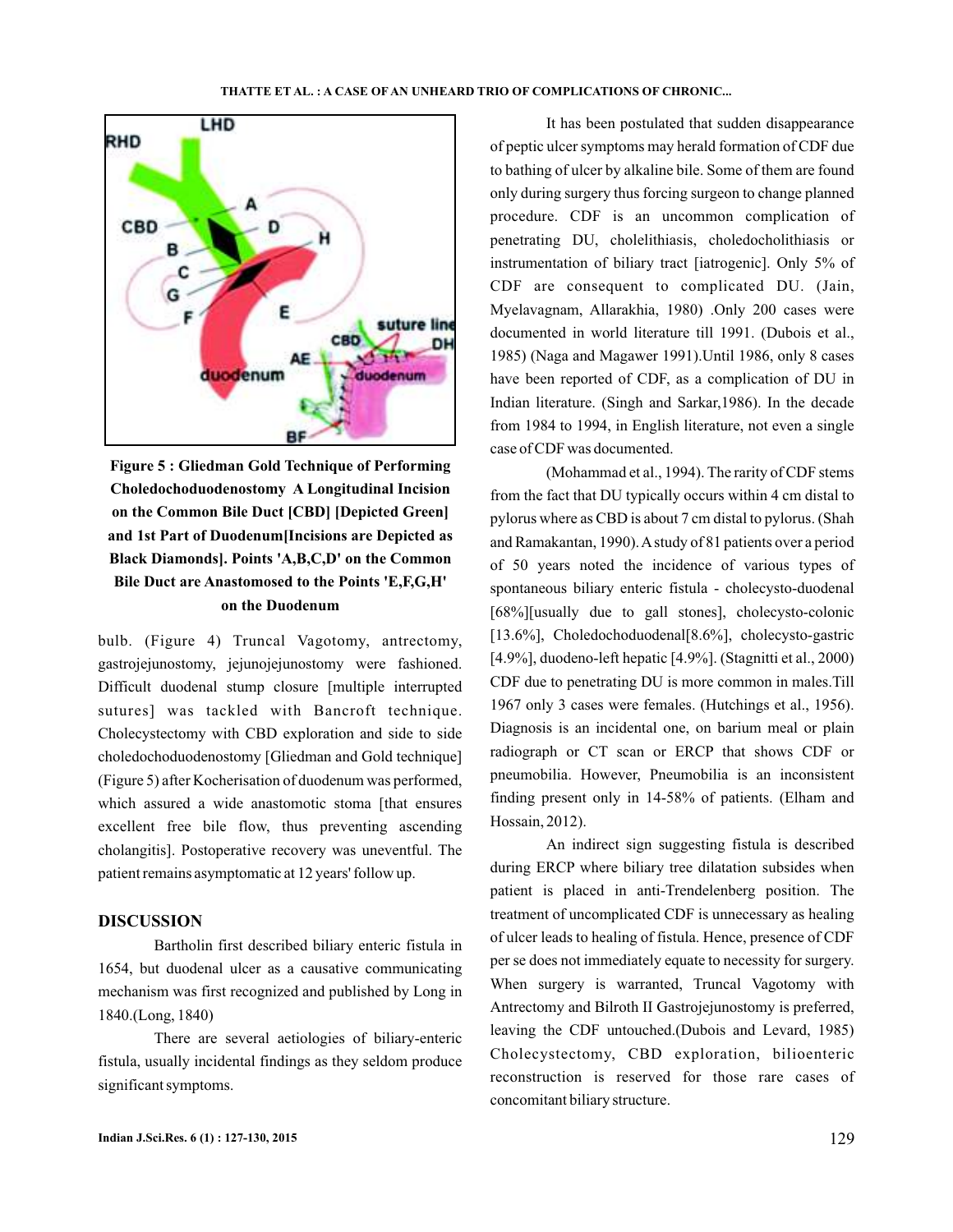**Figure 5 : Gliedman Gold Technique of Performing Choledochoduodenostomy A Longitudinal Incision on the Common Bile Duct [CBD] [Depicted Green] and 1st Part of Duodenum[Incisions are Depicted as Black Diamonds]. Points 'A,B,C,D' on the Common Bile Duct are Anastomosed to the Points 'E,F,G,H' on the Duodenum**

bulb. (Figure 4) Truncal Vagotomy, antrectomy, gastrojejunostomy, jejunojejunostomy were fashioned. Difficult duodenal stump closure [multiple interrupted sutures] was tackled with Bancroft technique. Cholecystectomy with CBD exploration and side to side choledochoduodenostomy [Gliedman and Gold technique] (Figure 5) after Kocherisation of duodenum was performed, which assured a wide anastomotic stoma [that ensures excellent free bile flow, thus preventing ascending cholangitis]. Postoperative recovery was uneventful. The patient remains asymptomatic at 12 years' follow up.

## DISCUSSION

Bartholin first described biliary enteric fistula in 1654, but duodenal ulcer as a causative communicating mechanism was first recognized and published by Long in 1840.(Long, 1840)

There are several aetiologies of biliary-enteric fistula, usually incidental findings as they seldom produce significant symptoms.

It has been postulated that sudden disappearance of peptic ulcer symptoms may herald formation of CDF due to bathing of ulcer by alkaline bile. Some of them are found only during surgery thus forcing surgeon to change planned procedure. CDF is an uncommon complication of penetrating DU, cholelithiasis, choledocholithiasis or instrumentation of biliary tract [iatrogenic]. Only 5% of CDF are consequent to complicated DU. (Jain, Myelavagnam, Allarakhia, 1980) .Only 200 cases were documented in world literature till 1991. (Dubois et al., 1985) (Naga and Magawer 1991).Until 1986, only 8 cases have been reported of CDF, as a complication of DU in Indian literature. (Singh and Sarkar,1986). In the decade from 1984 to 1994, in English literature, not even a single case of CDF was documented.

(Mohammad et al., 1994). The rarity of CDF stems from the fact that DU typically occurs within 4 cm distal to pylorus where as CBD is about 7 cm distal to pylorus. (Shah and Ramakantan, 1990). A study of 81 patients over a period of 50 years noted the incidence of various types of spontaneous biliary enteric fistula - cholecysto-duodenal [68%][usually due to gall stones], cholecysto-colonic [13.6%], Choledochoduodenal[8.6%], cholecysto-gastric [4.9%], duodeno-left hepatic [4.9%]. (Stagnitti et al., 2000) CDF due to penetrating DU is more common in males.Till 1967 only 3 cases were females. (Hutchings et al., 1956). Diagnosis is an incidental one, on barium meal or plain radiograph or CT scan or ERCP that shows CDF or pneumobilia. However, Pneumobilia is an inconsistent finding present only in 14-58% of patients. (Elham and Hossain, 2012).

An indirect sign suggesting fistula is described during ERCP where biliary tree dilatation subsides when patient is placed in anti-Trendelenberg position. The treatment of uncomplicated CDF is unnecessary as healing of ulcer leads to healing of fistula. Hence, presence of CDF per se does not immediately equate to necessity for surgery. When surgery is warranted, Truncal Vagotomy with Antrectomy and Bilroth II Gastrojejunostomy is preferred, leaving the CDF untouched.(Dubois and Levard, 1985) Cholecystectomy, CBD exploration, bilioenteric reconstruction is reserved for those rare cases of concomitant biliary structure.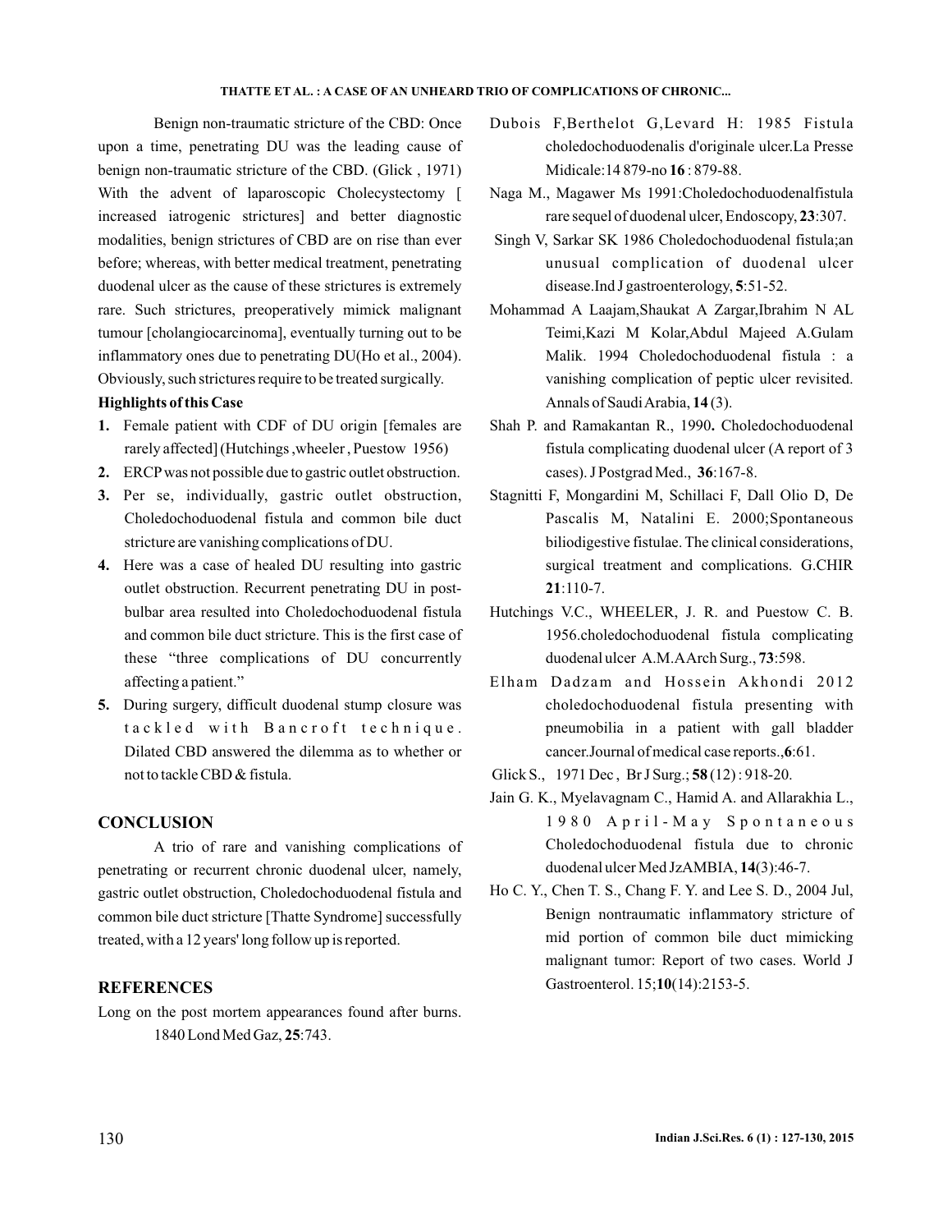Benign non-traumatic stricture of the CBD: Once upon a time, penetrating DU was the leading cause of benign non-traumatic stricture of the CBD. (Glick , 1971) With the advent of laparoscopic Cholecystectomy [ increased iatrogenic strictures] and better diagnostic modalities, benign strictures of CBD are on rise than ever before; whereas, with better medical treatment, penetrating duodenal ulcer as the cause of these strictures is extremely rare. Such strictures, preoperatively mimick malignant tumour [cholangiocarcinoma], eventually turning out to be inflammatory ones due to penetrating DU(Ho et al., 2004). Obviously, such strictures require to be treated surgically.

**Highlights of this Case**

1. Female patient with CDF of DU origin [females are rarely affected] (Hutchings ,wheeler , Puestow 1956)
2. ERCP was not possible due to gastric outlet obstruction.
3. Per se, individually, gastric outlet obstruction, Choledochoduodenal fistula and common bile duct stricture are vanishing complications of DU.
4. Here was a case of healed DU resulting into gastric outlet obstruction. Recurrent penetrating DU in post-bulbar area resulted into Choledochoduodenal fistula and common bile duct stricture. This is the first case of these "three complications of DU concurrently affecting a patient."
5. During surgery, difficult duodenal stump closure was tackled with Bancroft technique. Dilated CBD answered the dilemma as to whether or not to tackle CBD & fistula.

## CONCLUSION

A trio of rare and vanishing complications of penetrating or recurrent chronic duodenal ulcer, namely, gastric outlet obstruction, Choledochoduodenal fistula and common bile duct stricture [Thatte Syndrome] successfully treated, with a 12 years' long follow up is reported.

## REFERENCES

Long on the post mortem appearances found after burns. 1840 Lond Med Gaz, **25**:743.

Dubois F,Berthelot G,Levard H: 1985 Fistula choledochoduodenalis d'originale ulcer.La Presse Midicale:14 879-no **16** : 879-88.

Naga M., Magawer Ms 1991:Choledochoduodenalfistula rare sequel of duodenal ulcer, Endoscopy, **23**:307.

Singh V, Sarkar SK 1986 Choledochoduodenal fistula;an unusual complication of duodenal ulcer disease.Ind J gastroenterology, **5**:51-52.

Mohammad A Laajam,Shaukat A Zargar,Ibrahim N AL Teimi,Kazi M Kolar,Abdul Majeed A.Gulam Malik. 1994 Choledochoduodenal fistula : a vanishing complication of peptic ulcer revisited. Annals of Saudi Arabia, **14** (3).

Shah P. and Ramakantan R., 1990**.** Choledochoduodenal fistula complicating duodenal ulcer (A report of 3 cases). J Postgrad Med., **36**:167-8.

Stagnitti F, Mongardini M, Schillaci F, Dall Olio D, De Pascalis M, Natalini E. 2000;Spontaneous biliodigestive fistulae. The clinical considerations, surgical treatment and complications. G.CHIR **21**:110-7.

Hutchings V.C., WHEELER, J. R. and Puestow C. B. 1956.choledochoduodenal fistula complicating duodenal ulcer A.M.A Arch Surg., **73**:598.

Elham Dadzam and Hossein Akhondi 2012 choledochoduodenal fistula presenting with pneumobilia in a patient with gall bladder cancer.Journal of medical case reports.,**6**:61.

Glick S., 1971 Dec , Br J Surg.; **58** (12) : 918-20.

Jain G. K., Myelavagnam C., Hamid A. and Allarakhia L., 1980 April-May Spontaneous Choledochoduodenal fistula due to chronic duodenal ulcer Med JzAMBIA, **14**(3):46-7.

Ho C. Y., Chen T. S., Chang F. Y. and Lee S. D., 2004 Jul, Benign nontraumatic inflammatory stricture of mid portion of common bile duct mimicking malignant tumor: Report of two cases. World J Gastroenterol. 15;**10**(14):2153-5.